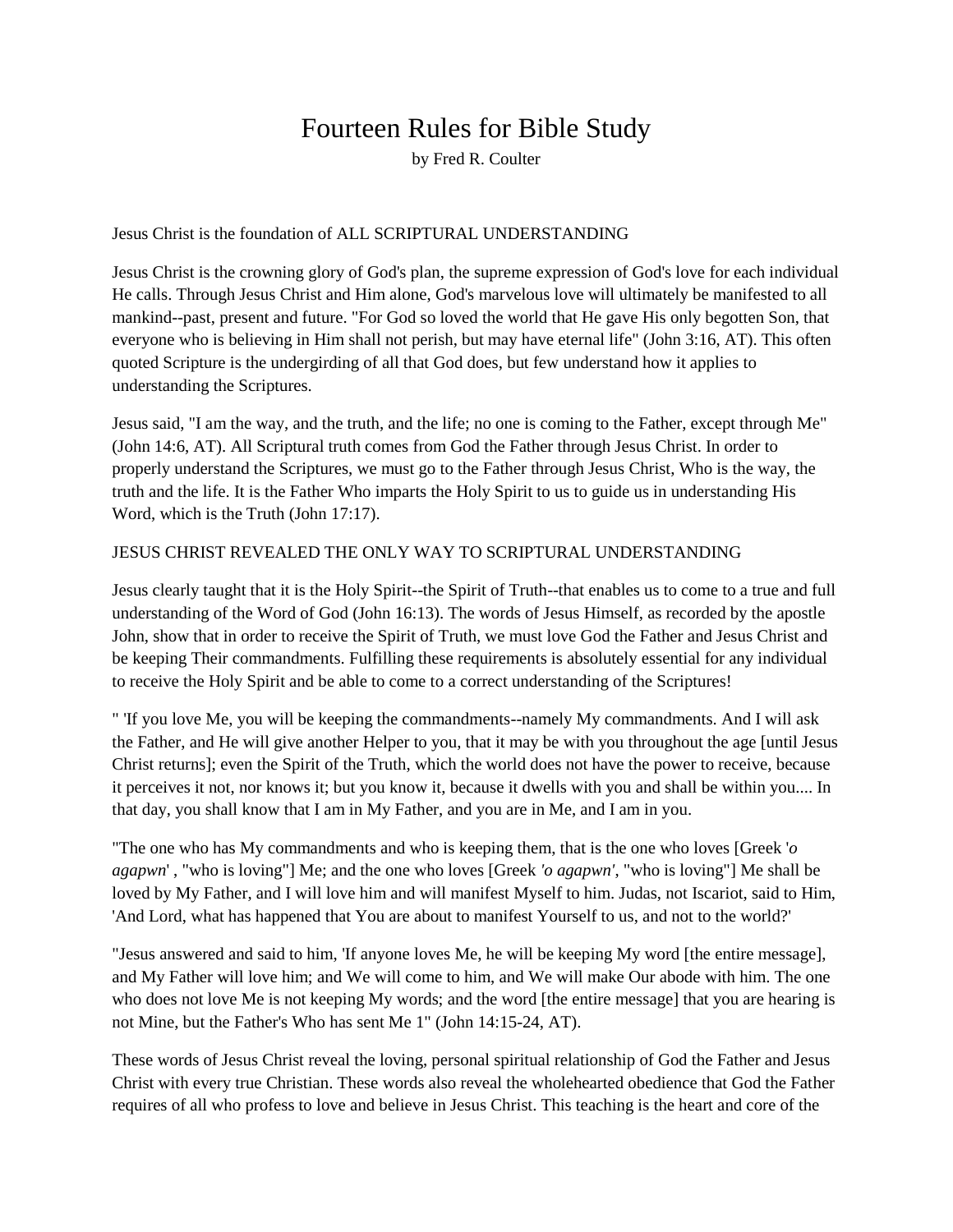# Fourteen Rules for Bible Study

by Fred R. Coulter

Jesus Christ is the foundation of ALL SCRIPTURAL UNDERSTANDING

Jesus Christ is the crowning glory of God's plan, the supreme expression of God's love for each individual He calls. Through Jesus Christ and Him alone, God's marvelous love will ultimately be manifested to all mankind--past, present and future. "For God so loved the world that He gave His only begotten Son, that everyone who is believing in Him shall not perish, but may have eternal life" (John 3:16, AT). This often quoted Scripture is the undergirding of all that God does, but few understand how it applies to understanding the Scriptures.

Jesus said, "I am the way, and the truth, and the life; no one is coming to the Father, except through Me" (John 14:6, AT). All Scriptural truth comes from God the Father through Jesus Christ. In order to properly understand the Scriptures, we must go to the Father through Jesus Christ, Who is the way, the truth and the life. It is the Father Who imparts the Holy Spirit to us to guide us in understanding His Word, which is the Truth (John 17:17).

JESUS CHRIST REVEALED THE ONLY WAY TO SCRIPTURAL UNDERSTANDING

Jesus clearly taught that it is the Holy Spirit--the Spirit of Truth--that enables us to come to a true and full understanding of the Word of God (John 16:13). The words of Jesus Himself, as recorded by the apostle John, show that in order to receive the Spirit of Truth, we must love God the Father and Jesus Christ and be keeping Their commandments. Fulfilling these requirements is absolutely essential for any individual to receive the Holy Spirit and be able to come to a correct understanding of the Scriptures!

" 'If you love Me, you will be keeping the commandments--namely My commandments. And I will ask the Father, and He will give another Helper to you, that it may be with you throughout the age [until Jesus Christ returns]; even the Spirit of the Truth, which the world does not have the power to receive, because it perceives it not, nor knows it; but you know it, because it dwells with you and shall be within you.... In that day, you shall know that I am in My Father, and you are in Me, and I am in you.

"The one who has My commandments and who is keeping them, that is the one who loves [Greek '*o agapwn*' , "who is loving"] Me; and the one who loves [Greek *'o agapwn'*, "who is loving"] Me shall be loved by My Father, and I will love him and will manifest Myself to him. Judas, not Iscariot, said to Him, 'And Lord, what has happened that You are about to manifest Yourself to us, and not to the world?'

"Jesus answered and said to him, 'If anyone loves Me, he will be keeping My word [the entire message], and My Father will love him; and We will come to him, and We will make Our abode with him. The one who does not love Me is not keeping My words; and the word [the entire message] that you are hearing is not Mine, but the Father's Who has sent Me 1" (John 14:15-24, AT).

These words of Jesus Christ reveal the loving, personal spiritual relationship of God the Father and Jesus Christ with every true Christian. These words also reveal the wholehearted obedience that God the Father requires of all who profess to love and believe in Jesus Christ. This teaching is the heart and core of the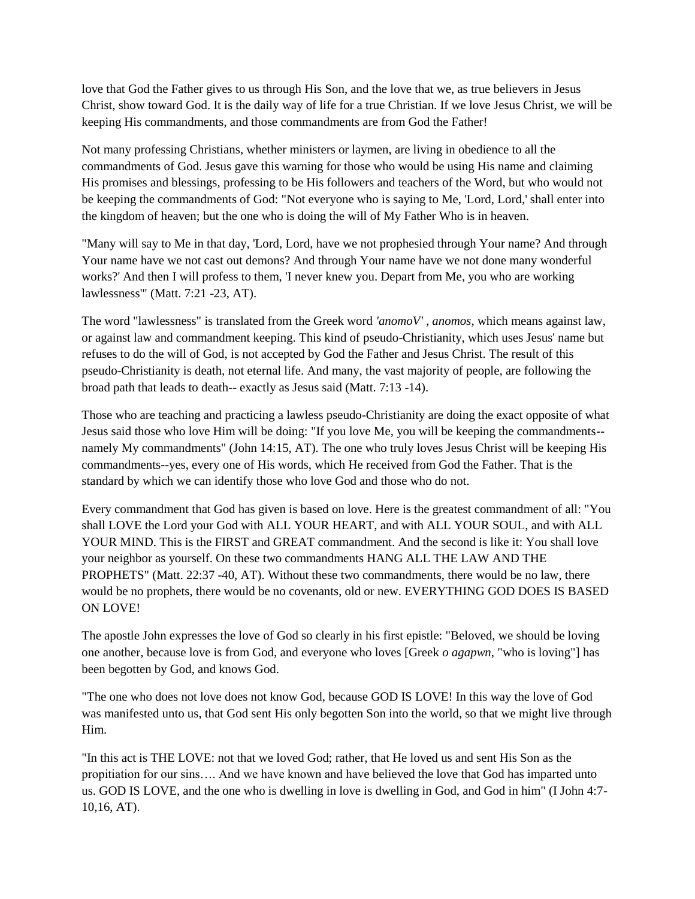love that God the Father gives to us through His Son, and the love that we, as true believers in Jesus Christ, show toward God. It is the daily way of life for a true Christian. If we love Jesus Christ, we will be keeping His commandments, and those commandments are from God the Father!

Not many professing Christians, whether ministers or laymen, are living in obedience to all the commandments of God. Jesus gave this warning for those who would be using His name and claiming His promises and blessings, professing to be His followers and teachers of the Word, but who would not be keeping the commandments of God: "Not everyone who is saying to Me, 'Lord, Lord,' shall enter into the kingdom of heaven; but the one who is doing the will of My Father Who is in heaven.

"Many will say to Me in that day, 'Lord, Lord, have we not prophesied through Your name? And through Your name have we not cast out demons? And through Your name have we not done many wonderful works?' And then I will profess to them, 'I never knew you. Depart from Me, you who are working lawlessness'" (Matt. 7:21 -23, AT).

The word "lawlessness" is translated from the Greek word *'anomoV'* , *anomos*, which means against law, or against law and commandment keeping. This kind of pseudo-Christianity, which uses Jesus' name but refuses to do the will of God, is not accepted by God the Father and Jesus Christ. The result of this pseudo-Christianity is death, not eternal life. And many, the vast majority of people, are following the broad path that leads to death-- exactly as Jesus said (Matt. 7:13 -14).

Those who are teaching and practicing a lawless pseudo-Christianity are doing the exact opposite of what Jesus said those who love Him will be doing: "If you love Me, you will be keeping the commandments-- namely My commandments" (John 14:15, AT). The one who truly loves Jesus Christ will be keeping His commandments--yes, every one of His words, which He received from God the Father. That is the standard by which we can identify those who love God and those who do not.

Every commandment that God has given is based on love. Here is the greatest commandment of all: "You shall LOVE the Lord your God with ALL YOUR HEART, and with ALL YOUR SOUL, and with ALL YOUR MIND. This is the FIRST and GREAT commandment. And the second is like it: You shall love your neighbor as yourself. On these two commandments HANG ALL THE LAW AND THE PROPHETS" (Matt. 22:37 -40, AT). Without these two commandments, there would be no law, there would be no prophets, there would be no covenants, old or new. EVERYTHING GOD DOES IS BASED ON LOVE!

The apostle John expresses the love of God so clearly in his first epistle: "Beloved, we should be loving one another, because love is from God, and everyone who loves [Greek *o agapwn*, "who is loving"] has been begotten by God, and knows God.

"The one who does not love does not know God, because GOD IS LOVE! In this way the love of God was manifested unto us, that God sent His only begotten Son into the world, so that we might live through Him.

"In this act is THE LOVE: not that we loved God; rather, that He loved us and sent His Son as the propitiation for our sins…. And we have known and have believed the love that God has imparted unto us. GOD IS LOVE, and the one who is dwelling in love is dwelling in God, and God in him" (I John 4:7-10,16, AT).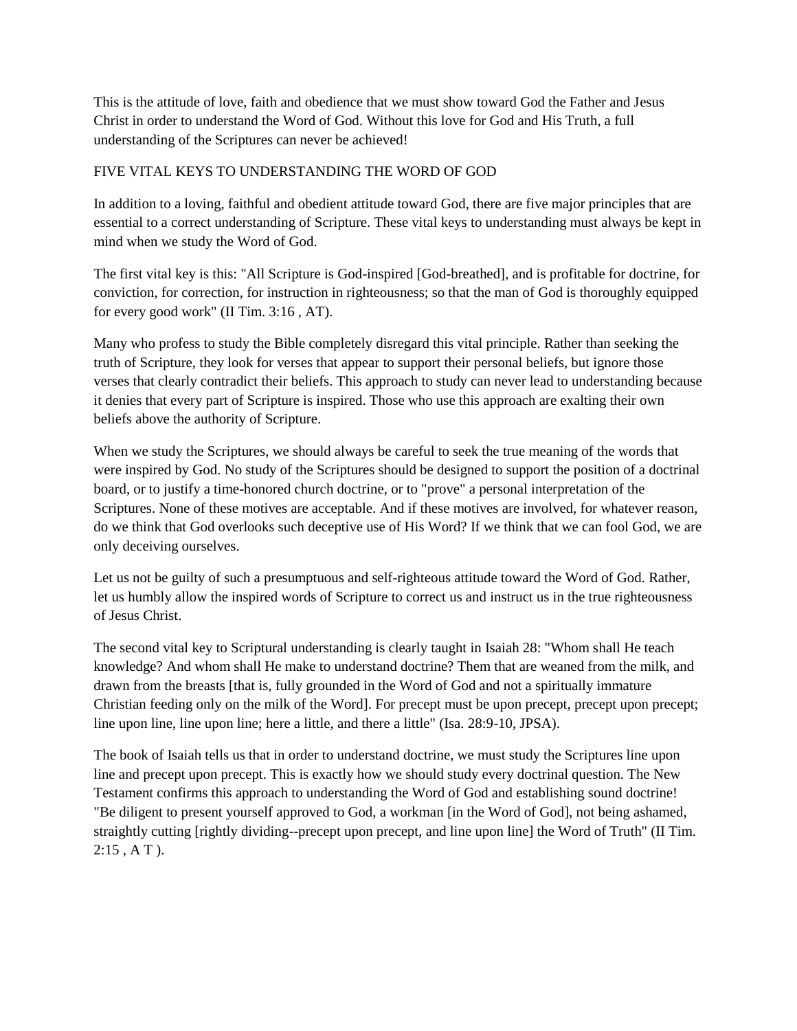This is the attitude of love, faith and obedience that we must show toward God the Father and Jesus Christ in order to understand the Word of God. Without this love for God and His Truth, a full understanding of the Scriptures can never be achieved!

## FIVE VITAL KEYS TO UNDERSTANDING THE WORD OF GOD

In addition to a loving, faithful and obedient attitude toward God, there are five major principles that are essential to a correct understanding of Scripture. These vital keys to understanding must always be kept in mind when we study the Word of God.

The first vital key is this: "All Scripture is God-inspired [God-breathed], and is profitable for doctrine, for conviction, for correction, for instruction in righteousness; so that the man of God is thoroughly equipped for every good work" (II Tim. 3:16 , AT).

Many who profess to study the Bible completely disregard this vital principle. Rather than seeking the truth of Scripture, they look for verses that appear to support their personal beliefs, but ignore those verses that clearly contradict their beliefs. This approach to study can never lead to understanding because it denies that every part of Scripture is inspired. Those who use this approach are exalting their own beliefs above the authority of Scripture.

When we study the Scriptures, we should always be careful to seek the true meaning of the words that were inspired by God. No study of the Scriptures should be designed to support the position of a doctrinal board, or to justify a time-honored church doctrine, or to "prove" a personal interpretation of the Scriptures. None of these motives are acceptable. And if these motives are involved, for whatever reason, do we think that God overlooks such deceptive use of His Word? If we think that we can fool God, we are only deceiving ourselves.

Let us not be guilty of such a presumptuous and self-righteous attitude toward the Word of God. Rather, let us humbly allow the inspired words of Scripture to correct us and instruct us in the true righteousness of Jesus Christ.

The second vital key to Scriptural understanding is clearly taught in Isaiah 28: "Whom shall He teach knowledge? And whom shall He make to understand doctrine? Them that are weaned from the milk, and drawn from the breasts [that is, fully grounded in the Word of God and not a spiritually immature Christian feeding only on the milk of the Word]. For precept must be upon precept, precept upon precept; line upon line, line upon line; here a little, and there a little" (Isa. 28:9-10, JPSA).

The book of Isaiah tells us that in order to understand doctrine, we must study the Scriptures line upon line and precept upon precept. This is exactly how we should study every doctrinal question. The New Testament confirms this approach to understanding the Word of God and establishing sound doctrine! "Be diligent to present yourself approved to God, a workman [in the Word of God], not being ashamed, straightly cutting [rightly dividing--precept upon precept, and line upon line] the Word of Truth" (II Tim. 2:15 , A T ).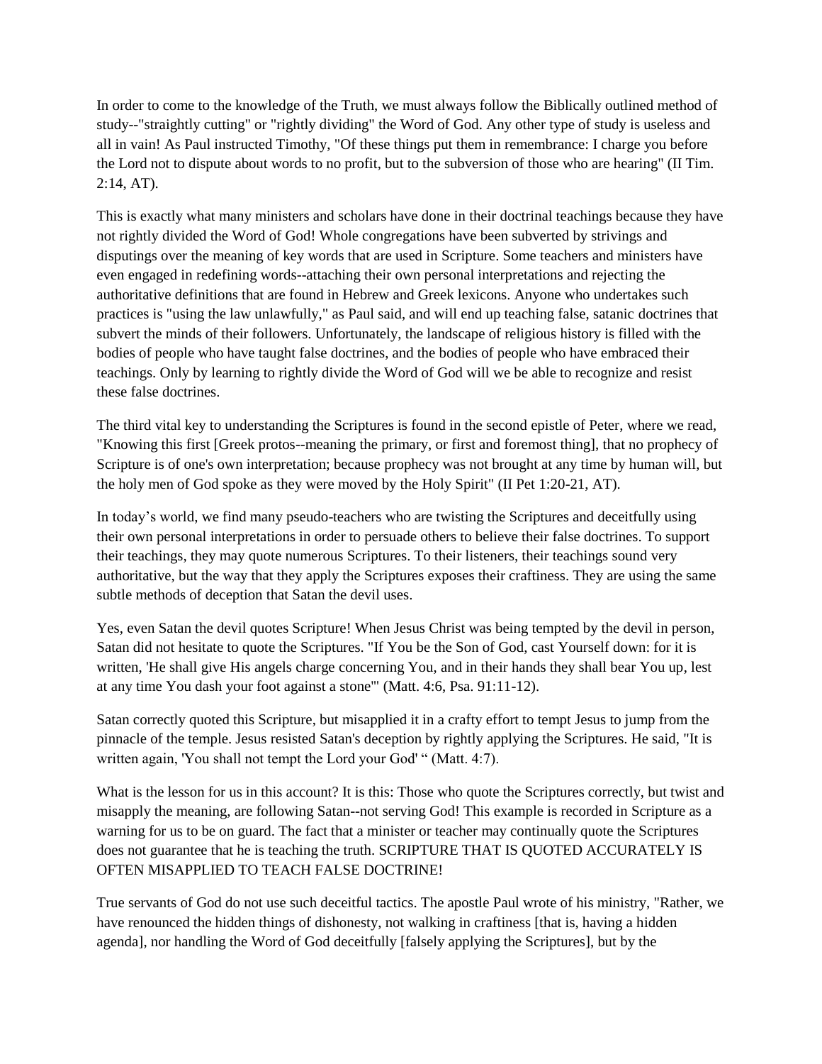In order to come to the knowledge of the Truth, we must always follow the Biblically outlined method of study--"straightly cutting" or "rightly dividing" the Word of God. Any other type of study is useless and all in vain! As Paul instructed Timothy, "Of these things put them in remembrance: I charge you before the Lord not to dispute about words to no profit, but to the subversion of those who are hearing" (II Tim. 2:14, AT).

This is exactly what many ministers and scholars have done in their doctrinal teachings because they have not rightly divided the Word of God! Whole congregations have been subverted by strivings and disputings over the meaning of key words that are used in Scripture. Some teachers and ministers have even engaged in redefining words--attaching their own personal interpretations and rejecting the authoritative definitions that are found in Hebrew and Greek lexicons. Anyone who undertakes such practices is "using the law unlawfully," as Paul said, and will end up teaching false, satanic doctrines that subvert the minds of their followers. Unfortunately, the landscape of religious history is filled with the bodies of people who have taught false doctrines, and the bodies of people who have embraced their teachings. Only by learning to rightly divide the Word of God will we be able to recognize and resist these false doctrines.

The third vital key to understanding the Scriptures is found in the second epistle of Peter, where we read, "Knowing this first [Greek protos--meaning the primary, or first and foremost thing], that no prophecy of Scripture is of one's own interpretation; because prophecy was not brought at any time by human will, but the holy men of God spoke as they were moved by the Holy Spirit" (II Pet 1:20-21, AT).

In today's world, we find many pseudo-teachers who are twisting the Scriptures and deceitfully using their own personal interpretations in order to persuade others to believe their false doctrines. To support their teachings, they may quote numerous Scriptures. To their listeners, their teachings sound very authoritative, but the way that they apply the Scriptures exposes their craftiness. They are using the same subtle methods of deception that Satan the devil uses.

Yes, even Satan the devil quotes Scripture! When Jesus Christ was being tempted by the devil in person, Satan did not hesitate to quote the Scriptures. "If You be the Son of God, cast Yourself down: for it is written, 'He shall give His angels charge concerning You, and in their hands they shall bear You up, lest at any time You dash your foot against a stone'" (Matt. 4:6, Psa. 91:11-12).

Satan correctly quoted this Scripture, but misapplied it in a crafty effort to tempt Jesus to jump from the pinnacle of the temple. Jesus resisted Satan's deception by rightly applying the Scriptures. He said, "It is written again, 'You shall not tempt the Lord your God' " (Matt. 4:7).

What is the lesson for us in this account? It is this: Those who quote the Scriptures correctly, but twist and misapply the meaning, are following Satan--not serving God! This example is recorded in Scripture as a warning for us to be on guard. The fact that a minister or teacher may continually quote the Scriptures does not guarantee that he is teaching the truth. SCRIPTURE THAT IS QUOTED ACCURATELY IS OFTEN MISAPPLIED TO TEACH FALSE DOCTRINE!

True servants of God do not use such deceitful tactics. The apostle Paul wrote of his ministry, "Rather, we have renounced the hidden things of dishonesty, not walking in craftiness [that is, having a hidden agenda], nor handling the Word of God deceitfully [falsely applying the Scriptures], but by the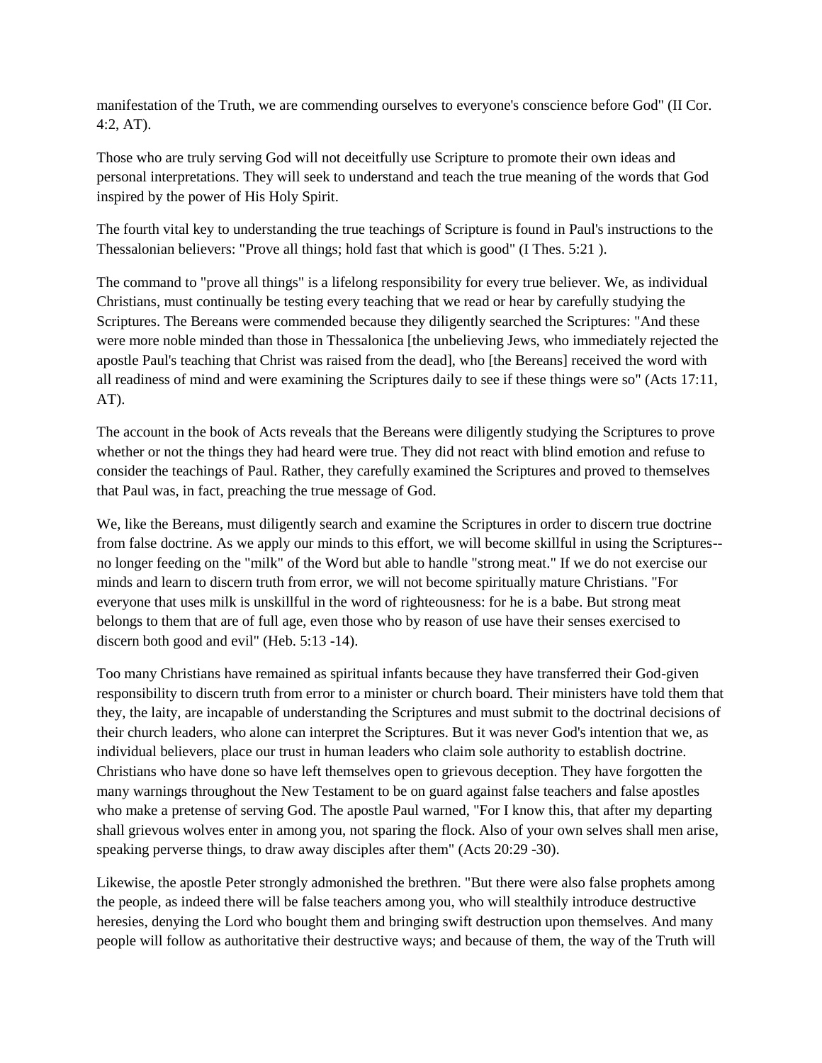manifestation of the Truth, we are commending ourselves to everyone's conscience before God" (II Cor. 4:2, AT).

Those who are truly serving God will not deceitfully use Scripture to promote their own ideas and personal interpretations. They will seek to understand and teach the true meaning of the words that God inspired by the power of His Holy Spirit.

The fourth vital key to understanding the true teachings of Scripture is found in Paul's instructions to the Thessalonian believers: "Prove all things; hold fast that which is good" (I Thes. 5:21 ).

The command to "prove all things" is a lifelong responsibility for every true believer. We, as individual Christians, must continually be testing every teaching that we read or hear by carefully studying the Scriptures. The Bereans were commended because they diligently searched the Scriptures: "And these were more noble minded than those in Thessalonica [the unbelieving Jews, who immediately rejected the apostle Paul's teaching that Christ was raised from the dead], who [the Bereans] received the word with all readiness of mind and were examining the Scriptures daily to see if these things were so" (Acts 17:11, AT).

The account in the book of Acts reveals that the Bereans were diligently studying the Scriptures to prove whether or not the things they had heard were true. They did not react with blind emotion and refuse to consider the teachings of Paul. Rather, they carefully examined the Scriptures and proved to themselves that Paul was, in fact, preaching the true message of God.

We, like the Bereans, must diligently search and examine the Scriptures in order to discern true doctrine from false doctrine. As we apply our minds to this effort, we will become skillful in using the Scriptures--no longer feeding on the "milk" of the Word but able to handle "strong meat." If we do not exercise our minds and learn to discern truth from error, we will not become spiritually mature Christians. "For everyone that uses milk is unskillful in the word of righteousness: for he is a babe. But strong meat belongs to them that are of full age, even those who by reason of use have their senses exercised to discern both good and evil" (Heb. 5:13 -14).

Too many Christians have remained as spiritual infants because they have transferred their God-given responsibility to discern truth from error to a minister or church board. Their ministers have told them that they, the laity, are incapable of understanding the Scriptures and must submit to the doctrinal decisions of their church leaders, who alone can interpret the Scriptures. But it was never God's intention that we, as individual believers, place our trust in human leaders who claim sole authority to establish doctrine. Christians who have done so have left themselves open to grievous deception. They have forgotten the many warnings throughout the New Testament to be on guard against false teachers and false apostles who make a pretense of serving God. The apostle Paul warned, "For I know this, that after my departing shall grievous wolves enter in among you, not sparing the flock. Also of your own selves shall men arise, speaking perverse things, to draw away disciples after them" (Acts 20:29 -30).

Likewise, the apostle Peter strongly admonished the brethren. "But there were also false prophets among the people, as indeed there will be false teachers among you, who will stealthily introduce destructive heresies, denying the Lord who bought them and bringing swift destruction upon themselves. And many people will follow as authoritative their destructive ways; and because of them, the way of the Truth will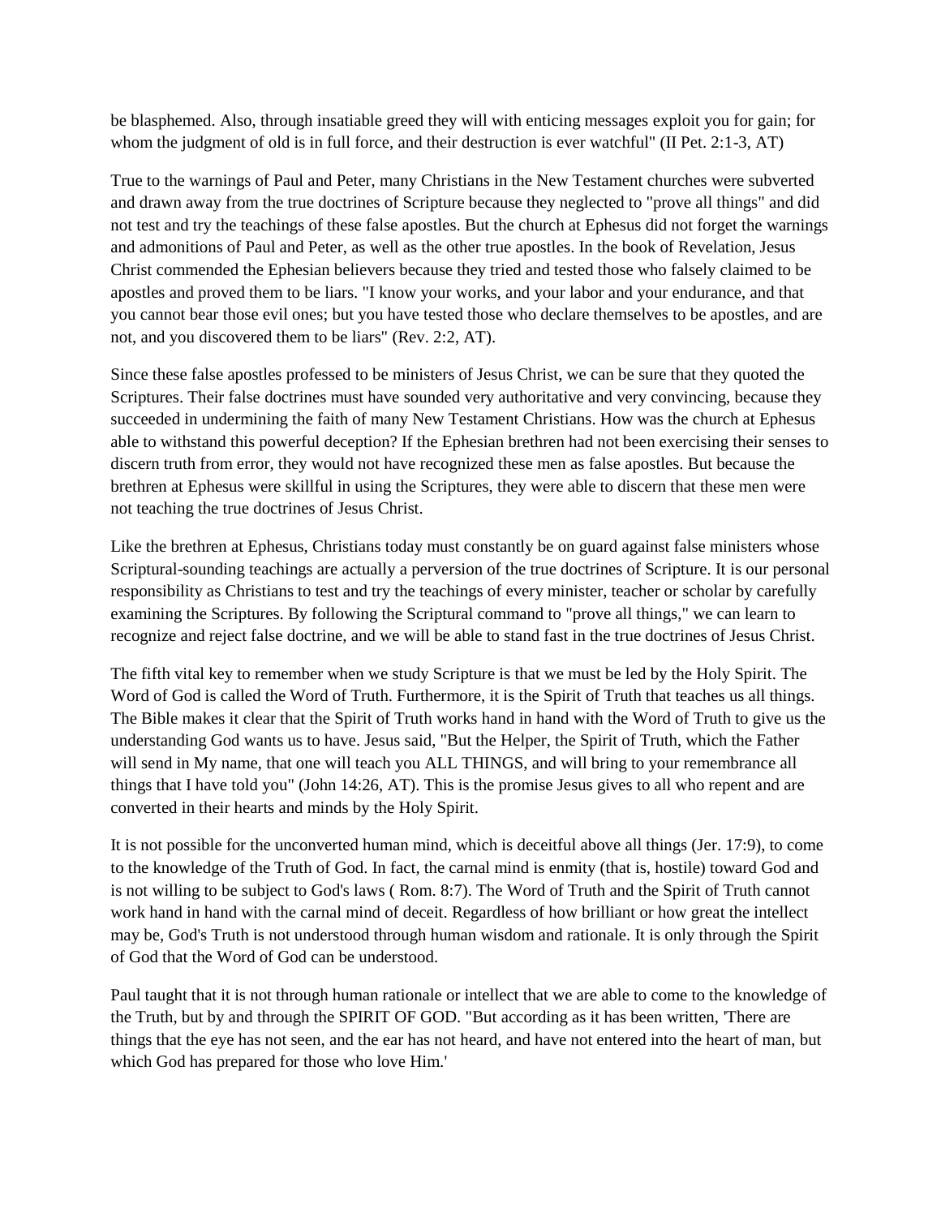be blasphemed. Also, through insatiable greed they will with enticing messages exploit you for gain; for whom the judgment of old is in full force, and their destruction is ever watchful" (II Pet. 2:1-3, AT)

True to the warnings of Paul and Peter, many Christians in the New Testament churches were subverted and drawn away from the true doctrines of Scripture because they neglected to "prove all things" and did not test and try the teachings of these false apostles. But the church at Ephesus did not forget the warnings and admonitions of Paul and Peter, as well as the other true apostles. In the book of Revelation, Jesus Christ commended the Ephesian believers because they tried and tested those who falsely claimed to be apostles and proved them to be liars. "I know your works, and your labor and your endurance, and that you cannot bear those evil ones; but you have tested those who declare themselves to be apostles, and are not, and you discovered them to be liars" (Rev. 2:2, AT).

Since these false apostles professed to be ministers of Jesus Christ, we can be sure that they quoted the Scriptures. Their false doctrines must have sounded very authoritative and very convincing, because they succeeded in undermining the faith of many New Testament Christians. How was the church at Ephesus able to withstand this powerful deception? If the Ephesian brethren had not been exercising their senses to discern truth from error, they would not have recognized these men as false apostles. But because the brethren at Ephesus were skillful in using the Scriptures, they were able to discern that these men were not teaching the true doctrines of Jesus Christ.

Like the brethren at Ephesus, Christians today must constantly be on guard against false ministers whose Scriptural-sounding teachings are actually a perversion of the true doctrines of Scripture. It is our personal responsibility as Christians to test and try the teachings of every minister, teacher or scholar by carefully examining the Scriptures. By following the Scriptural command to "prove all things," we can learn to recognize and reject false doctrine, and we will be able to stand fast in the true doctrines of Jesus Christ.

The fifth vital key to remember when we study Scripture is that we must be led by the Holy Spirit. The Word of God is called the Word of Truth. Furthermore, it is the Spirit of Truth that teaches us all things. The Bible makes it clear that the Spirit of Truth works hand in hand with the Word of Truth to give us the understanding God wants us to have. Jesus said, "But the Helper, the Spirit of Truth, which the Father will send in My name, that one will teach you ALL THINGS, and will bring to your remembrance all things that I have told you" (John 14:26, AT). This is the promise Jesus gives to all who repent and are converted in their hearts and minds by the Holy Spirit.

It is not possible for the unconverted human mind, which is deceitful above all things (Jer. 17:9), to come to the knowledge of the Truth of God. In fact, the carnal mind is enmity (that is, hostile) toward God and is not willing to be subject to God's laws ( Rom. 8:7). The Word of Truth and the Spirit of Truth cannot work hand in hand with the carnal mind of deceit. Regardless of how brilliant or how great the intellect may be, God's Truth is not understood through human wisdom and rationale. It is only through the Spirit of God that the Word of God can be understood.

Paul taught that it is not through human rationale or intellect that we are able to come to the knowledge of the Truth, but by and through the SPIRIT OF GOD. "But according as it has been written, 'There are things that the eye has not seen, and the ear has not heard, and have not entered into the heart of man, but which God has prepared for those who love Him.'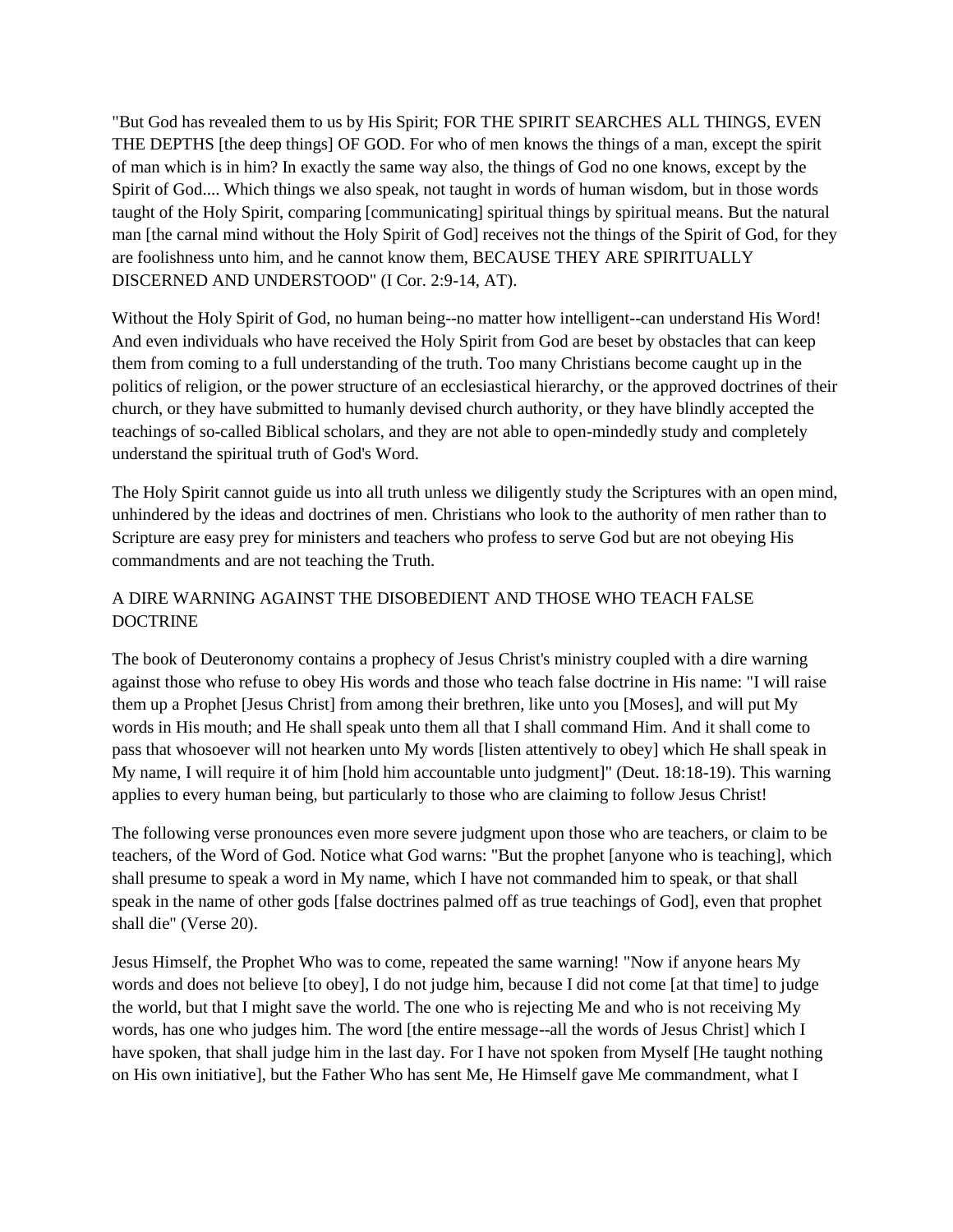"But God has revealed them to us by His Spirit; FOR THE SPIRIT SEARCHES ALL THINGS, EVEN THE DEPTHS [the deep things] OF GOD. For who of men knows the things of a man, except the spirit of man which is in him? In exactly the same way also, the things of God no one knows, except by the Spirit of God.... Which things we also speak, not taught in words of human wisdom, but in those words taught of the Holy Spirit, comparing [communicating] spiritual things by spiritual means. But the natural man [the carnal mind without the Holy Spirit of God] receives not the things of the Spirit of God, for they are foolishness unto him, and he cannot know them, BECAUSE THEY ARE SPIRITUALLY DISCERNED AND UNDERSTOOD" (I Cor. 2:9-14, AT).

Without the Holy Spirit of God, no human being--no matter how intelligent--can understand His Word! And even individuals who have received the Holy Spirit from God are beset by obstacles that can keep them from coming to a full understanding of the truth. Too many Christians become caught up in the politics of religion, or the power structure of an ecclesiastical hierarchy, or the approved doctrines of their church, or they have submitted to humanly devised church authority, or they have blindly accepted the teachings of so-called Biblical scholars, and they are not able to open-mindedly study and completely understand the spiritual truth of God's Word.

The Holy Spirit cannot guide us into all truth unless we diligently study the Scriptures with an open mind, unhindered by the ideas and doctrines of men. Christians who look to the authority of men rather than to Scripture are easy prey for ministers and teachers who profess to serve God but are not obeying His commandments and are not teaching the Truth.

## A DIRE WARNING AGAINST THE DISOBEDIENT AND THOSE WHO TEACH FALSE DOCTRINE

The book of Deuteronomy contains a prophecy of Jesus Christ's ministry coupled with a dire warning against those who refuse to obey His words and those who teach false doctrine in His name: "I will raise them up a Prophet [Jesus Christ] from among their brethren, like unto you [Moses], and will put My words in His mouth; and He shall speak unto them all that I shall command Him. And it shall come to pass that whosoever will not hearken unto My words [listen attentively to obey] which He shall speak in My name, I will require it of him [hold him accountable unto judgment]" (Deut. 18:18-19). This warning applies to every human being, but particularly to those who are claiming to follow Jesus Christ!

The following verse pronounces even more severe judgment upon those who are teachers, or claim to be teachers, of the Word of God. Notice what God warns: "But the prophet [anyone who is teaching], which shall presume to speak a word in My name, which I have not commanded him to speak, or that shall speak in the name of other gods [false doctrines palmed off as true teachings of God], even that prophet shall die" (Verse 20).

Jesus Himself, the Prophet Who was to come, repeated the same warning! "Now if anyone hears My words and does not believe [to obey], I do not judge him, because I did not come [at that time] to judge the world, but that I might save the world. The one who is rejecting Me and who is not receiving My words, has one who judges him. The word [the entire message--all the words of Jesus Christ] which I have spoken, that shall judge him in the last day. For I have not spoken from Myself [He taught nothing on His own initiative], but the Father Who has sent Me, He Himself gave Me commandment, what I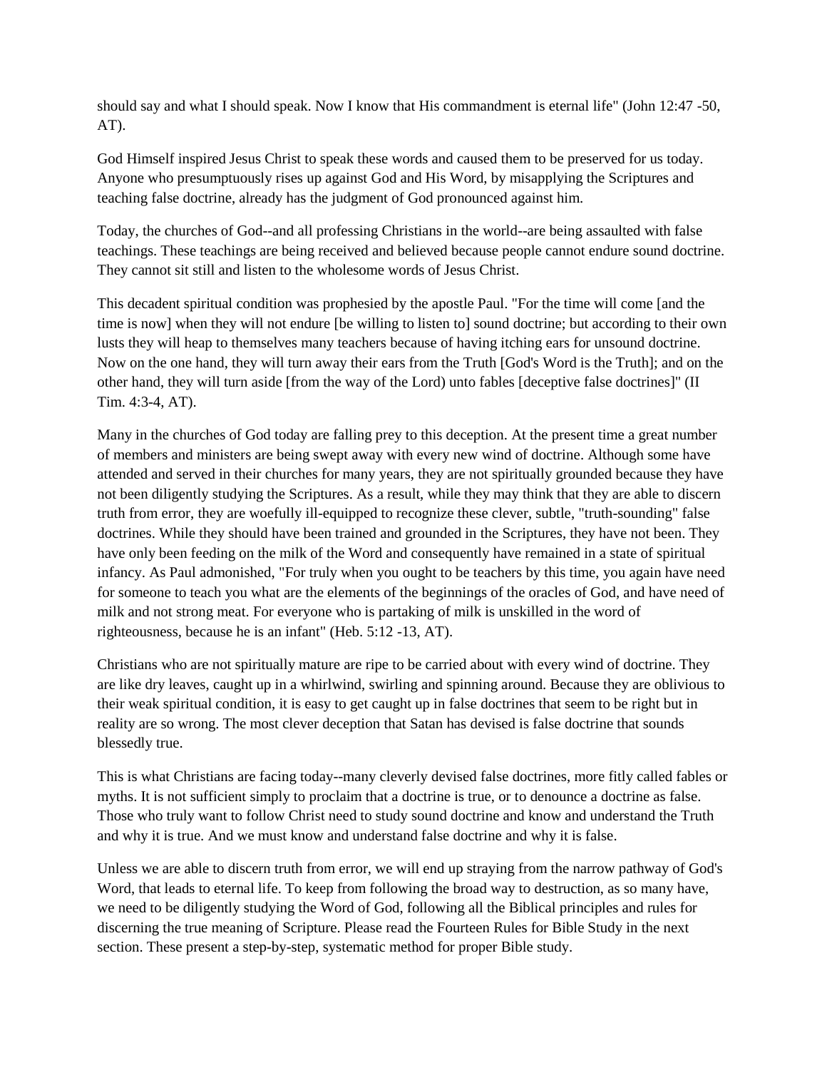should say and what I should speak. Now I know that His commandment is eternal life" (John 12:47 -50, AT).

God Himself inspired Jesus Christ to speak these words and caused them to be preserved for us today. Anyone who presumptuously rises up against God and His Word, by misapplying the Scriptures and teaching false doctrine, already has the judgment of God pronounced against him.

Today, the churches of God--and all professing Christians in the world--are being assaulted with false teachings. These teachings are being received and believed because people cannot endure sound doctrine. They cannot sit still and listen to the wholesome words of Jesus Christ.

This decadent spiritual condition was prophesied by the apostle Paul. "For the time will come [and the time is now] when they will not endure [be willing to listen to] sound doctrine; but according to their own lusts they will heap to themselves many teachers because of having itching ears for unsound doctrine. Now on the one hand, they will turn away their ears from the Truth [God's Word is the Truth]; and on the other hand, they will turn aside [from the way of the Lord) unto fables [deceptive false doctrines]" (II Tim. 4:3-4, AT).

Many in the churches of God today are falling prey to this deception. At the present time a great number of members and ministers are being swept away with every new wind of doctrine. Although some have attended and served in their churches for many years, they are not spiritually grounded because they have not been diligently studying the Scriptures. As a result, while they may think that they are able to discern truth from error, they are woefully ill-equipped to recognize these clever, subtle, "truth-sounding" false doctrines. While they should have been trained and grounded in the Scriptures, they have not been. They have only been feeding on the milk of the Word and consequently have remained in a state of spiritual infancy. As Paul admonished, "For truly when you ought to be teachers by this time, you again have need for someone to teach you what are the elements of the beginnings of the oracles of God, and have need of milk and not strong meat. For everyone who is partaking of milk is unskilled in the word of righteousness, because he is an infant" (Heb. 5:12 -13, AT).

Christians who are not spiritually mature are ripe to be carried about with every wind of doctrine. They are like dry leaves, caught up in a whirlwind, swirling and spinning around. Because they are oblivious to their weak spiritual condition, it is easy to get caught up in false doctrines that seem to be right but in reality are so wrong. The most clever deception that Satan has devised is false doctrine that sounds blessedly true.

This is what Christians are facing today--many cleverly devised false doctrines, more fitly called fables or myths. It is not sufficient simply to proclaim that a doctrine is true, or to denounce a doctrine as false. Those who truly want to follow Christ need to study sound doctrine and know and understand the Truth and why it is true. And we must know and understand false doctrine and why it is false.

Unless we are able to discern truth from error, we will end up straying from the narrow pathway of God's Word, that leads to eternal life. To keep from following the broad way to destruction, as so many have, we need to be diligently studying the Word of God, following all the Biblical principles and rules for discerning the true meaning of Scripture. Please read the Fourteen Rules for Bible Study in the next section. These present a step-by-step, systematic method for proper Bible study.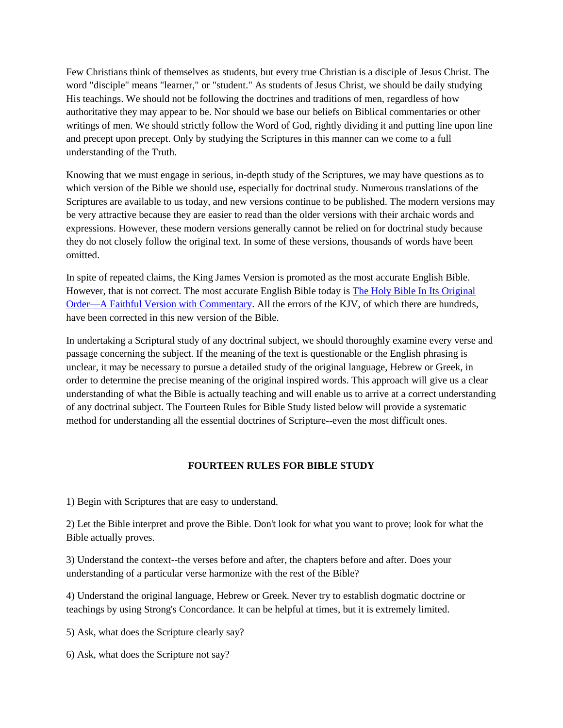Few Christians think of themselves as students, but every true Christian is a disciple of Jesus Christ. The word "disciple" means "learner," or "student." As students of Jesus Christ, we should be daily studying His teachings. We should not be following the doctrines and traditions of men, regardless of how authoritative they may appear to be. Nor should we base our beliefs on Biblical commentaries or other writings of men. We should strictly follow the Word of God, rightly dividing it and putting line upon line and precept upon precept. Only by studying the Scriptures in this manner can we come to a full understanding of the Truth.

Knowing that we must engage in serious, in-depth study of the Scriptures, we may have questions as to which version of the Bible we should use, especially for doctrinal study. Numerous translations of the Scriptures are available to us today, and new versions continue to be published. The modern versions may be very attractive because they are easier to read than the older versions with their archaic words and expressions. However, these modern versions generally cannot be relied on for doctrinal study because they do not closely follow the original text. In some of these versions, thousands of words have been omitted.

In spite of repeated claims, the King James Version is promoted as the most accurate English Bible. However, that is not correct. The most accurate English Bible today is [The Holy Bible In Its Original Order—A Faithful Version with Commentary](). All the errors of the KJV, of which there are hundreds, have been corrected in this new version of the Bible.

In undertaking a Scriptural study of any doctrinal subject, we should thoroughly examine every verse and passage concerning the subject. If the meaning of the text is questionable or the English phrasing is unclear, it may be necessary to pursue a detailed study of the original language, Hebrew or Greek, in order to determine the precise meaning of the original inspired words. This approach will give us a clear understanding of what the Bible is actually teaching and will enable us to arrive at a correct understanding of any doctrinal subject. The Fourteen Rules for Bible Study listed below will provide a systematic method for understanding all the essential doctrines of Scripture--even the most difficult ones.

**FOURTEEN RULES FOR BIBLE STUDY**

1) Begin with Scriptures that are easy to understand.

2) Let the Bible interpret and prove the Bible. Don't look for what you want to prove; look for what the Bible actually proves.

3) Understand the context--the verses before and after, the chapters before and after. Does your understanding of a particular verse harmonize with the rest of the Bible?

4) Understand the original language, Hebrew or Greek. Never try to establish dogmatic doctrine or teachings by using Strong's Concordance. It can be helpful at times, but it is extremely limited.

5) Ask, what does the Scripture clearly say?

6) Ask, what does the Scripture not say?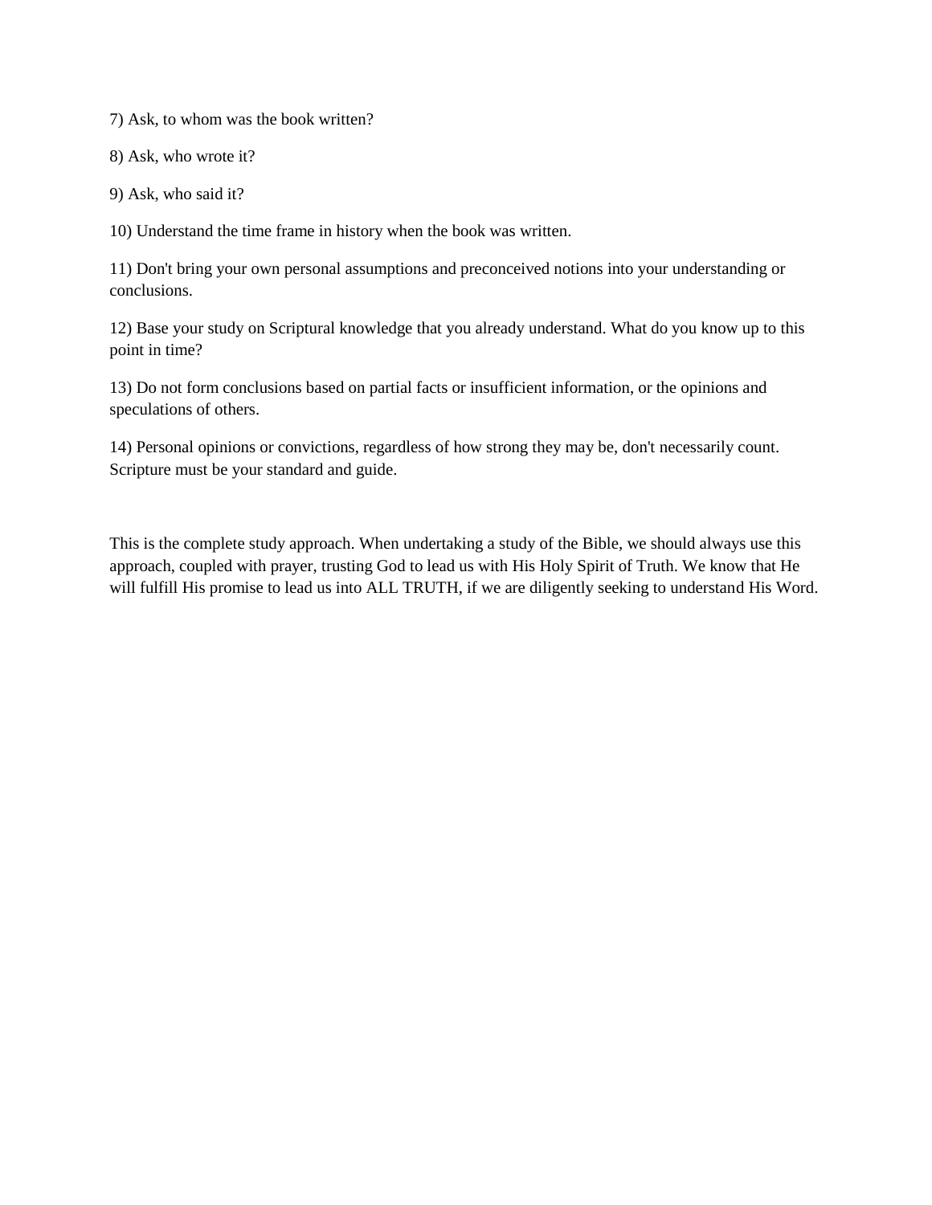7) Ask, to whom was the book written?

8) Ask, who wrote it?

9) Ask, who said it?

10) Understand the time frame in history when the book was written.

11) Don't bring your own personal assumptions and preconceived notions into your understanding or conclusions.

12) Base your study on Scriptural knowledge that you already understand. What do you know up to this point in time?

13) Do not form conclusions based on partial facts or insufficient information, or the opinions and speculations of others.

14) Personal opinions or convictions, regardless of how strong they may be, don't necessarily count. Scripture must be your standard and guide.

This is the complete study approach. When undertaking a study of the Bible, we should always use this approach, coupled with prayer, trusting God to lead us with His Holy Spirit of Truth. We know that He will fulfill His promise to lead us into ALL TRUTH, if we are diligently seeking to understand His Word.